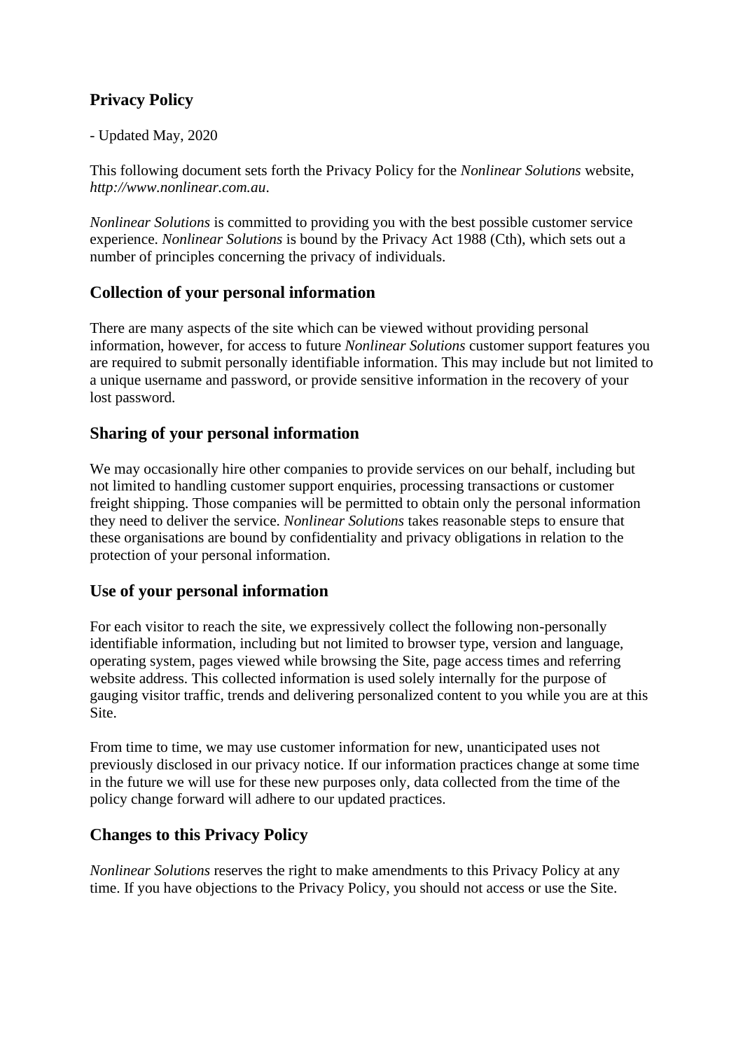# Privacy Policy

- Updated May, 2020

This following document sets forth the Privacy Policy for the *Nonlinear Solutions* website, *http://www.nonlinear.com.au*.

*Nonlinear Solutions* is committed to providing you with the best possible customer service experience. *Nonlinear Solutions* is bound by the Privacy Act 1988 (Cth), which sets out a number of principles concerning the privacy of individuals.

## Collection of your personal information

There are many aspects of the site which can be viewed without providing personal information, however, for access to future *Nonlinear Solutions* customer support features you are required to submit personally identifiable information. This may include but not limited to a unique username and password, or provide sensitive information in the recovery of your lost password.

## Sharing of your personal information

We may occasionally hire other companies to provide services on our behalf, including but not limited to handling customer support enquiries, processing transactions or customer freight shipping. Those companies will be permitted to obtain only the personal information they need to deliver the service. *Nonlinear Solutions* takes reasonable steps to ensure that these organisations are bound by confidentiality and privacy obligations in relation to the protection of your personal information.

## Use of your personal information

For each visitor to reach the site, we expressively collect the following non-personally identifiable information, including but not limited to browser type, version and language, operating system, pages viewed while browsing the Site, page access times and referring website address. This collected information is used solely internally for the purpose of gauging visitor traffic, trends and delivering personalized content to you while you are at this Site.

From time to time, we may use customer information for new, unanticipated uses not previously disclosed in our privacy notice. If our information practices change at some time in the future we will use for these new purposes only, data collected from the time of the policy change forward will adhere to our updated practices.

## Changes to this Privacy Policy

*Nonlinear Solutions* reserves the right to make amendments to this Privacy Policy at any time. If you have objections to the Privacy Policy, you should not access or use the Site.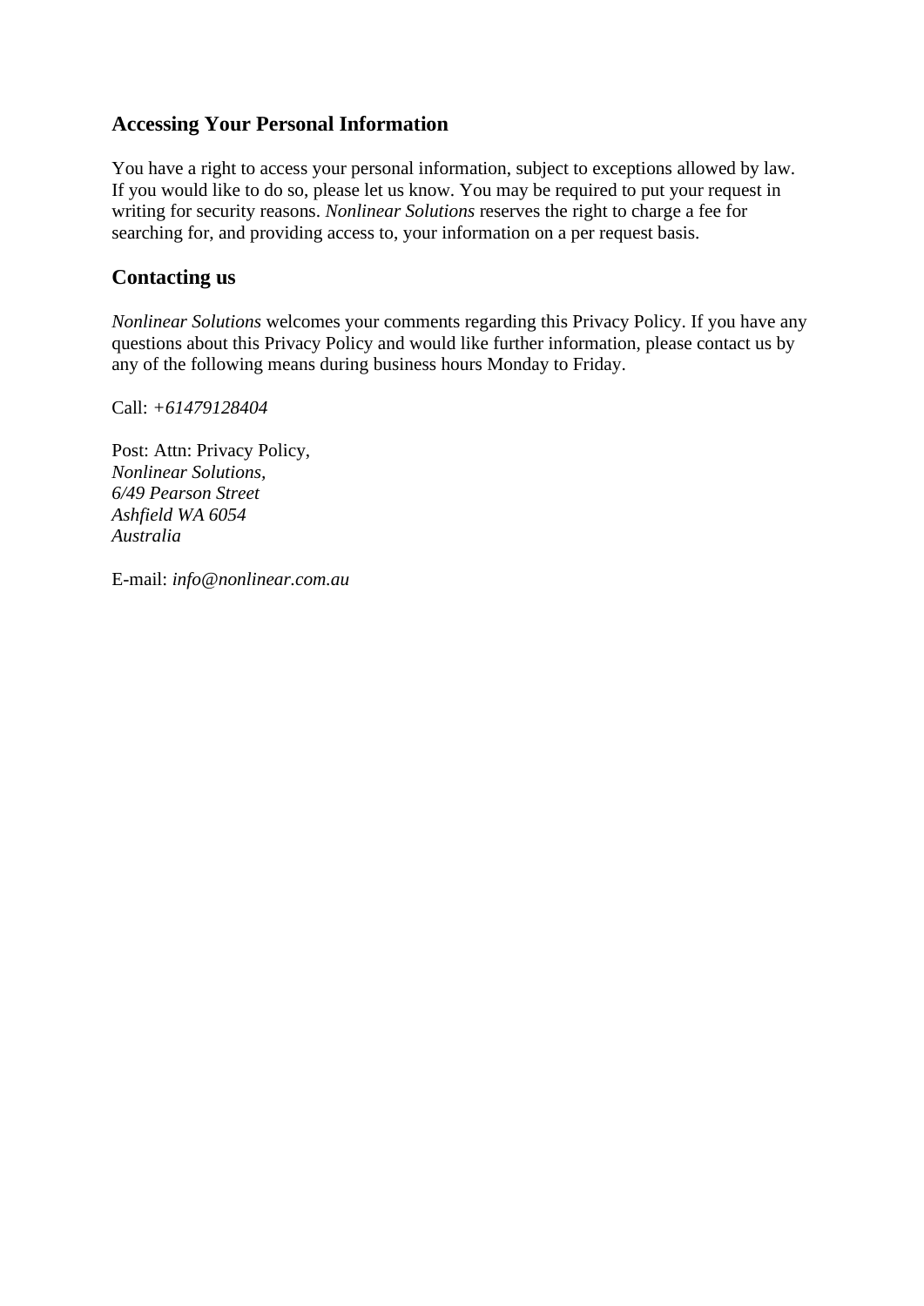## Accessing Your Personal Information

You have a right to access your personal information, subject to exceptions allowed by law. If you would like to do so, please let us know. You may be required to put your request in writing for security reasons. *Nonlinear Solutions* reserves the right to charge a fee for searching for, and providing access to, your information on a per request basis.

## Contacting us

*Nonlinear Solutions* welcomes your comments regarding this Privacy Policy. If you have any questions about this Privacy Policy and would like further information, please contact us by any of the following means during business hours Monday to Friday.

Call: *+61479128404*

Post: Attn: Privacy Policy,
*Nonlinear Solutions,*
*6/49 Pearson Street*
*Ashfield WA 6054*
*Australia*

E-mail: *info@nonlinear.com.au*